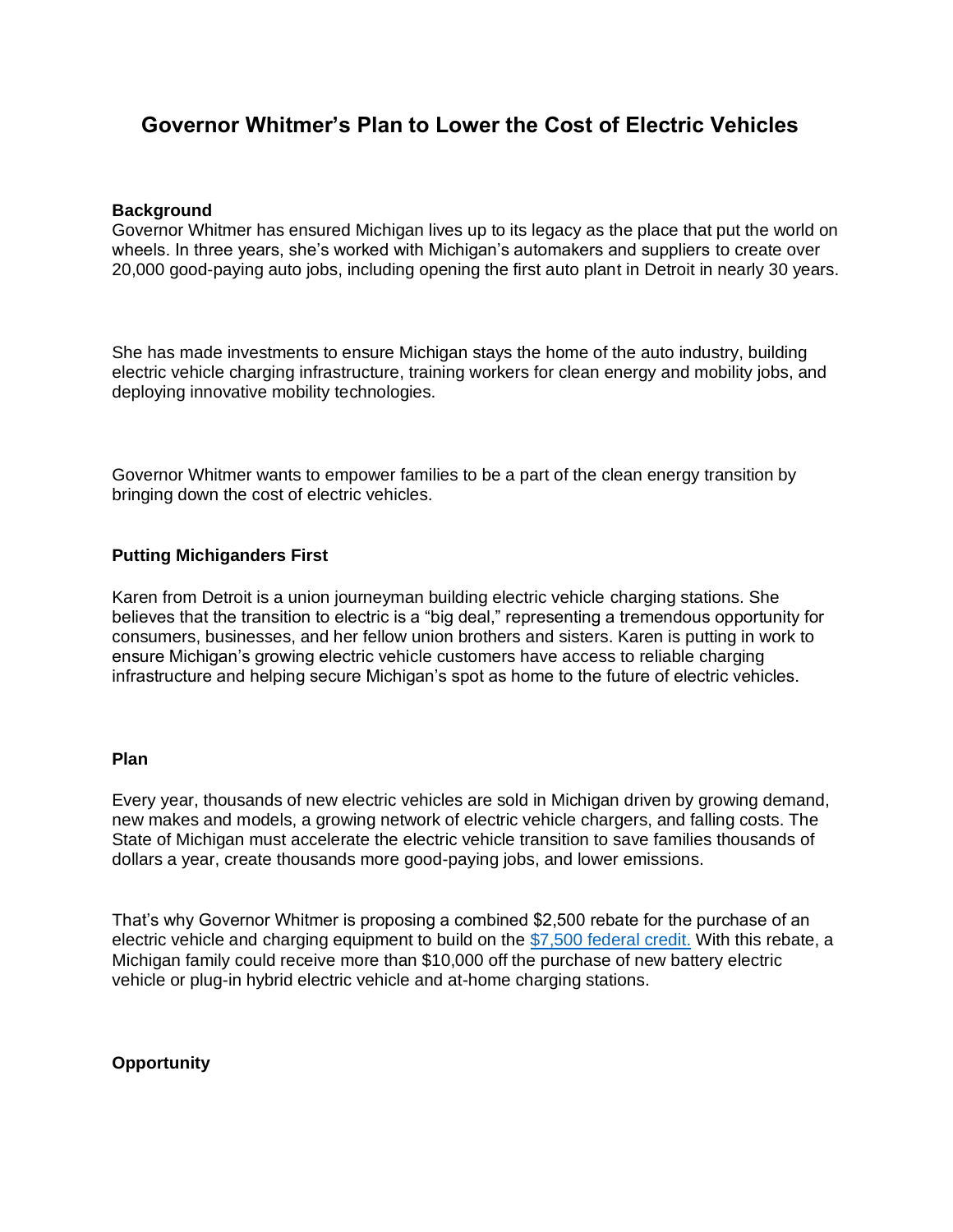# Governor Whitmer's Plan to Lower the Cost of Electric Vehicles

**Background**

Governor Whitmer has ensured Michigan lives up to its legacy as the place that put the world on wheels. In three years, she's worked with Michigan's automakers and suppliers to create over 20,000 good-paying auto jobs, including opening the first auto plant in Detroit in nearly 30 years.

She has made investments to ensure Michigan stays the home of the auto industry, building electric vehicle charging infrastructure, training workers for clean energy and mobility jobs, and deploying innovative mobility technologies.

Governor Whitmer wants to empower families to be a part of the clean energy transition by bringing down the cost of electric vehicles.

**Putting Michiganders First**

Karen from Detroit is a union journeyman building electric vehicle charging stations. She believes that the transition to electric is a "big deal," representing a tremendous opportunity for consumers, businesses, and her fellow union brothers and sisters. Karen is putting in work to ensure Michigan's growing electric vehicle customers have access to reliable charging infrastructure and helping secure Michigan's spot as home to the future of electric vehicles.

**Plan**

Every year, thousands of new electric vehicles are sold in Michigan driven by growing demand, new makes and models, a growing network of electric vehicle chargers, and falling costs. The State of Michigan must accelerate the electric vehicle transition to save families thousands of dollars a year, create thousands more good-paying jobs, and lower emissions.

That's why Governor Whitmer is proposing a combined $2,500 rebate for the purchase of an electric vehicle and charging equipment to build on the $7,500 federal credit. With this rebate, a Michigan family could receive more than $10,000 off the purchase of new battery electric vehicle or plug-in hybrid electric vehicle and at-home charging stations.

**Opportunity**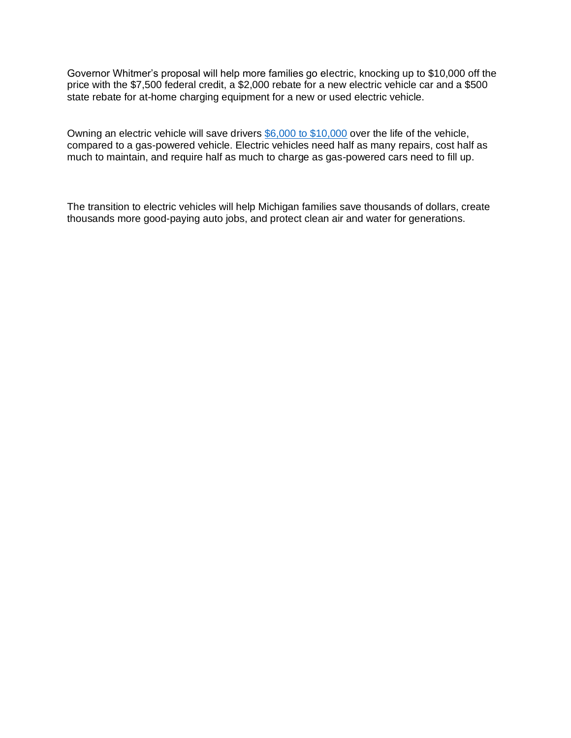Governor Whitmer's proposal will help more families go electric, knocking up to $10,000 off the price with the $7,500 federal credit, a $2,000 rebate for a new electric vehicle car and a $500 state rebate for at-home charging equipment for a new or used electric vehicle.

Owning an electric vehicle will save drivers $6,000 to $10,000 over the life of the vehicle, compared to a gas-powered vehicle. Electric vehicles need half as many repairs, cost half as much to maintain, and require half as much to charge as gas-powered cars need to fill up.

The transition to electric vehicles will help Michigan families save thousands of dollars, create thousands more good-paying auto jobs, and protect clean air and water for generations.